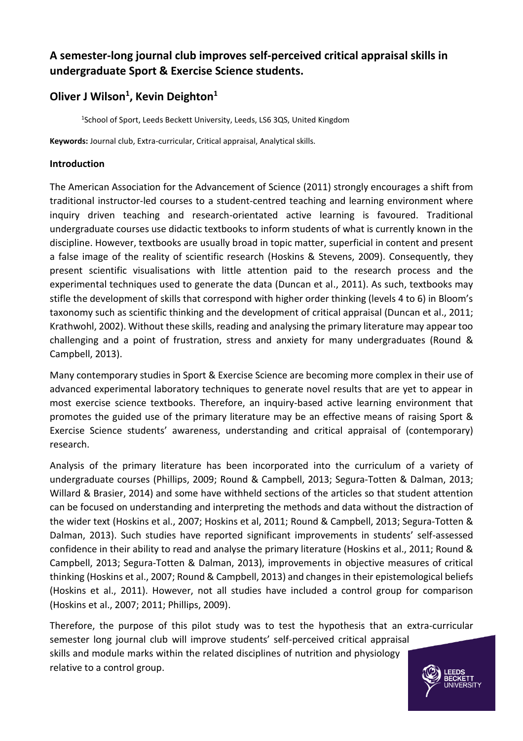# A semester-long journal club improves self-perceived critical appraisal skills in undergraduate Sport & Exercise Science students.

## Oliver J Wilson[1], Kevin Deighton[1]

[1]School of Sport, Leeds Beckett University, Leeds, LS6 3QS, United Kingdom

**Keywords:** Journal club, Extra-curricular, Critical appraisal, Analytical skills.

### Introduction

The American Association for the Advancement of Science (2011) strongly encourages a shift from traditional instructor-led courses to a student-centred teaching and learning environment where inquiry driven teaching and research-orientated active learning is favoured. Traditional undergraduate courses use didactic textbooks to inform students of what is currently known in the discipline. However, textbooks are usually broad in topic matter, superficial in content and present a false image of the reality of scientific research (Hoskins & Stevens, 2009). Consequently, they present scientific visualisations with little attention paid to the research process and the experimental techniques used to generate the data (Duncan et al., 2011). As such, textbooks may stifle the development of skills that correspond with higher order thinking (levels 4 to 6) in Bloom's taxonomy such as scientific thinking and the development of critical appraisal (Duncan et al., 2011; Krathwohl, 2002). Without these skills, reading and analysing the primary literature may appear too challenging and a point of frustration, stress and anxiety for many undergraduates (Round & Campbell, 2013).

Many contemporary studies in Sport & Exercise Science are becoming more complex in their use of advanced experimental laboratory techniques to generate novel results that are yet to appear in most exercise science textbooks. Therefore, an inquiry-based active learning environment that promotes the guided use of the primary literature may be an effective means of raising Sport & Exercise Science students' awareness, understanding and critical appraisal of (contemporary) research.

Analysis of the primary literature has been incorporated into the curriculum of a variety of undergraduate courses (Phillips, 2009; Round & Campbell, 2013; Segura-Totten & Dalman, 2013; Willard & Brasier, 2014) and some have withheld sections of the articles so that student attention can be focused on understanding and interpreting the methods and data without the distraction of the wider text (Hoskins et al., 2007; Hoskins et al, 2011; Round & Campbell, 2013; Segura-Totten & Dalman, 2013). Such studies have reported significant improvements in students' self-assessed confidence in their ability to read and analyse the primary literature (Hoskins et al., 2011; Round & Campbell, 2013; Segura-Totten & Dalman, 2013), improvements in objective measures of critical thinking (Hoskins et al., 2007; Round & Campbell, 2013) and changes in their epistemological beliefs (Hoskins et al., 2011). However, not all studies have included a control group for comparison (Hoskins et al., 2007; 2011; Phillips, 2009).

Therefore, the purpose of this pilot study was to test the hypothesis that an extra-curricular semester long journal club will improve students' self-perceived critical appraisal skills and module marks within the related disciplines of nutrition and physiology relative to a control group.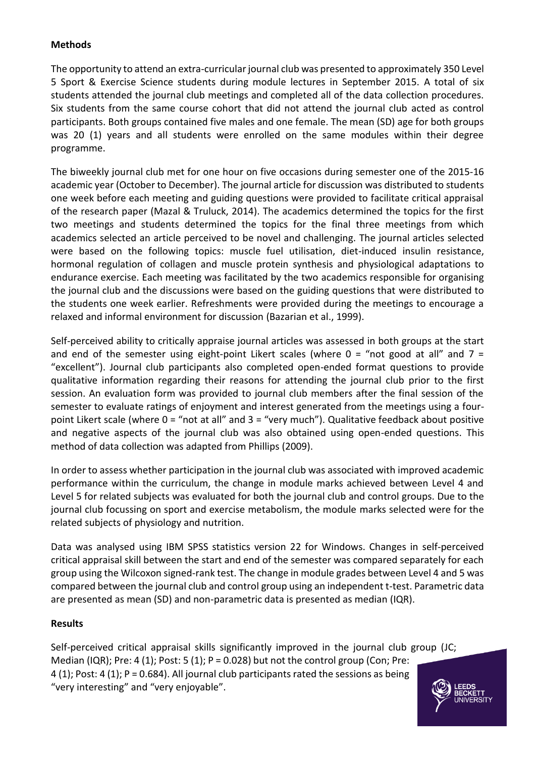### Methods

The opportunity to attend an extra-curricular journal club was presented to approximately 350 Level 5 Sport & Exercise Science students during module lectures in September 2015. A total of six students attended the journal club meetings and completed all of the data collection procedures. Six students from the same course cohort that did not attend the journal club acted as control participants. Both groups contained five males and one female. The mean (SD) age for both groups was 20 (1) years and all students were enrolled on the same modules within their degree programme.

The biweekly journal club met for one hour on five occasions during semester one of the 2015-16 academic year (October to December). The journal article for discussion was distributed to students one week before each meeting and guiding questions were provided to facilitate critical appraisal of the research paper (Mazal & Truluck, 2014). The academics determined the topics for the first two meetings and students determined the topics for the final three meetings from which academics selected an article perceived to be novel and challenging. The journal articles selected were based on the following topics: muscle fuel utilisation, diet-induced insulin resistance, hormonal regulation of collagen and muscle protein synthesis and physiological adaptations to endurance exercise. Each meeting was facilitated by the two academics responsible for organising the journal club and the discussions were based on the guiding questions that were distributed to the students one week earlier. Refreshments were provided during the meetings to encourage a relaxed and informal environment for discussion (Bazarian et al., 1999).

Self-perceived ability to critically appraise journal articles was assessed in both groups at the start and end of the semester using eight-point Likert scales (where 0 = "not good at all" and 7 = "excellent"). Journal club participants also completed open-ended format questions to provide qualitative information regarding their reasons for attending the journal club prior to the first session. An evaluation form was provided to journal club members after the final session of the semester to evaluate ratings of enjoyment and interest generated from the meetings using a four-point Likert scale (where 0 = "not at all" and 3 = "very much"). Qualitative feedback about positive and negative aspects of the journal club was also obtained using open-ended questions. This method of data collection was adapted from Phillips (2009).

In order to assess whether participation in the journal club was associated with improved academic performance within the curriculum, the change in module marks achieved between Level 4 and Level 5 for related subjects was evaluated for both the journal club and control groups. Due to the journal club focussing on sport and exercise metabolism, the module marks selected were for the related subjects of physiology and nutrition.

Data was analysed using IBM SPSS statistics version 22 for Windows. Changes in self-perceived critical appraisal skill between the start and end of the semester was compared separately for each group using the Wilcoxon signed-rank test. The change in module grades between Level 4 and 5 was compared between the journal club and control group using an independent t-test. Parametric data are presented as mean (SD) and non-parametric data is presented as median (IQR).

### Results

Self-perceived critical appraisal skills significantly improved in the journal club group (JC; Median (IQR); Pre: 4 (1); Post: 5 (1); $P = 0.028$) but not the control group (Con; Pre: 4 (1); Post: 4 (1); $P = 0.684$). All journal club participants rated the sessions as being "very interesting" and "very enjoyable".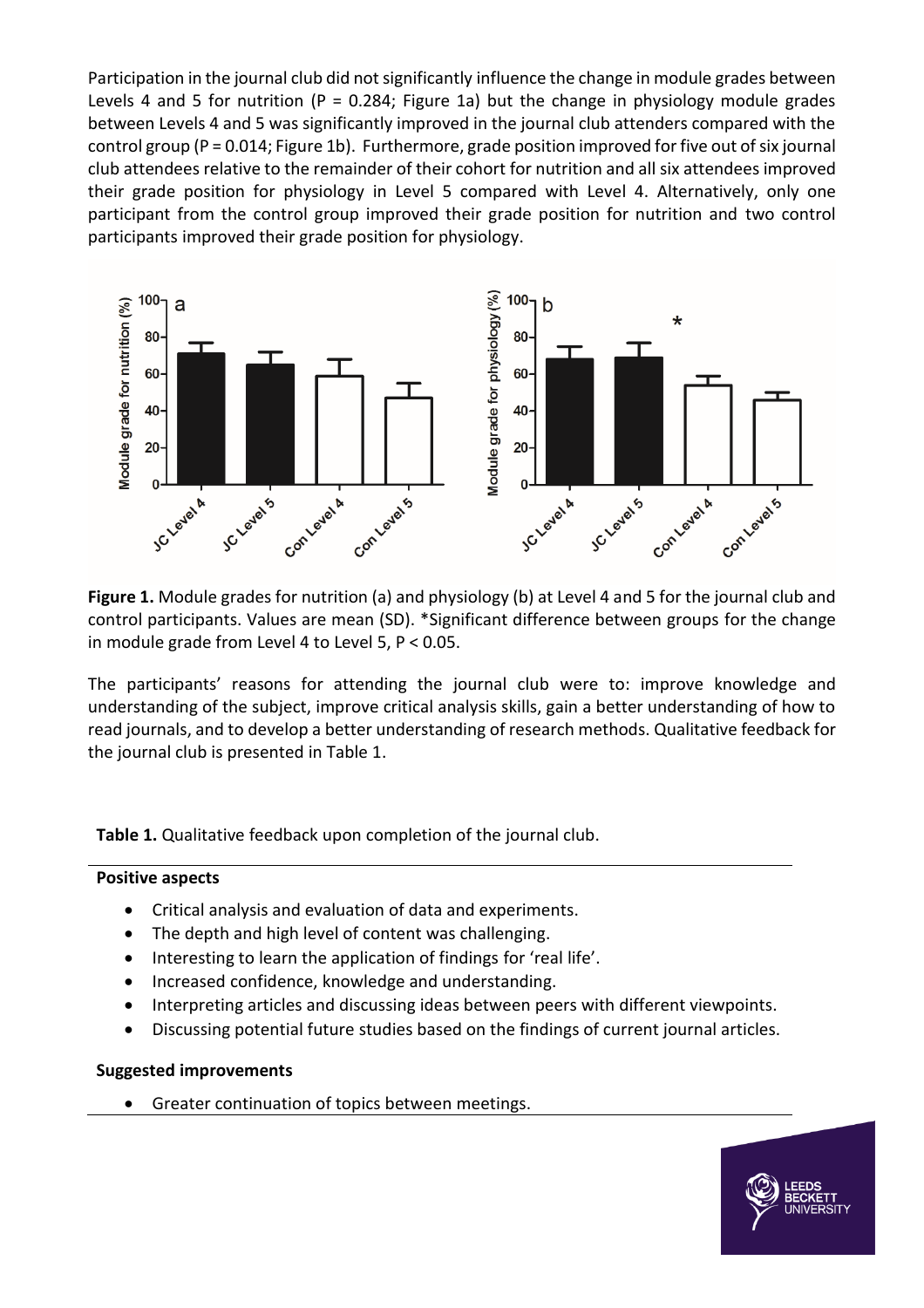Participation in the journal club did not significantly influence the change in module grades between Levels 4 and 5 for nutrition ($P = 0.284$; Figure 1a) but the change in physiology module grades between Levels 4 and 5 was significantly improved in the journal club attenders compared with the control group ($P = 0.014$; Figure 1b). Furthermore, grade position improved for five out of six journal club attendees relative to the remainder of their cohort for nutrition and all six attendees improved their grade position for physiology in Level 5 compared with Level 4. Alternatively, only one participant from the control group improved their grade position for nutrition and two control participants improved their grade position for physiology.

**Figure 1.** Module grades for nutrition (a) and physiology (b) at Level 4 and 5 for the journal club and control participants. Values are mean (SD). *Significant difference between groups for the change in module grade from Level 4 to Level 5, $P < 0.05$.

The participants' reasons for attending the journal club were to: improve knowledge and understanding of the subject, improve critical analysis skills, gain a better understanding of how to read journals, and to develop a better understanding of research methods. Qualitative feedback for the journal club is presented in Table 1.

**Table 1.** Qualitative feedback upon completion of the journal club.

**Positive aspects**

- Critical analysis and evaluation of data and experiments.
- The depth and high level of content was challenging.
- Interesting to learn the application of findings for 'real life'.
- Increased confidence, knowledge and understanding.
- Interpreting articles and discussing ideas between peers with different viewpoints.
- Discussing potential future studies based on the findings of current journal articles.

**Suggested improvements**

- Greater continuation of topics between meetings.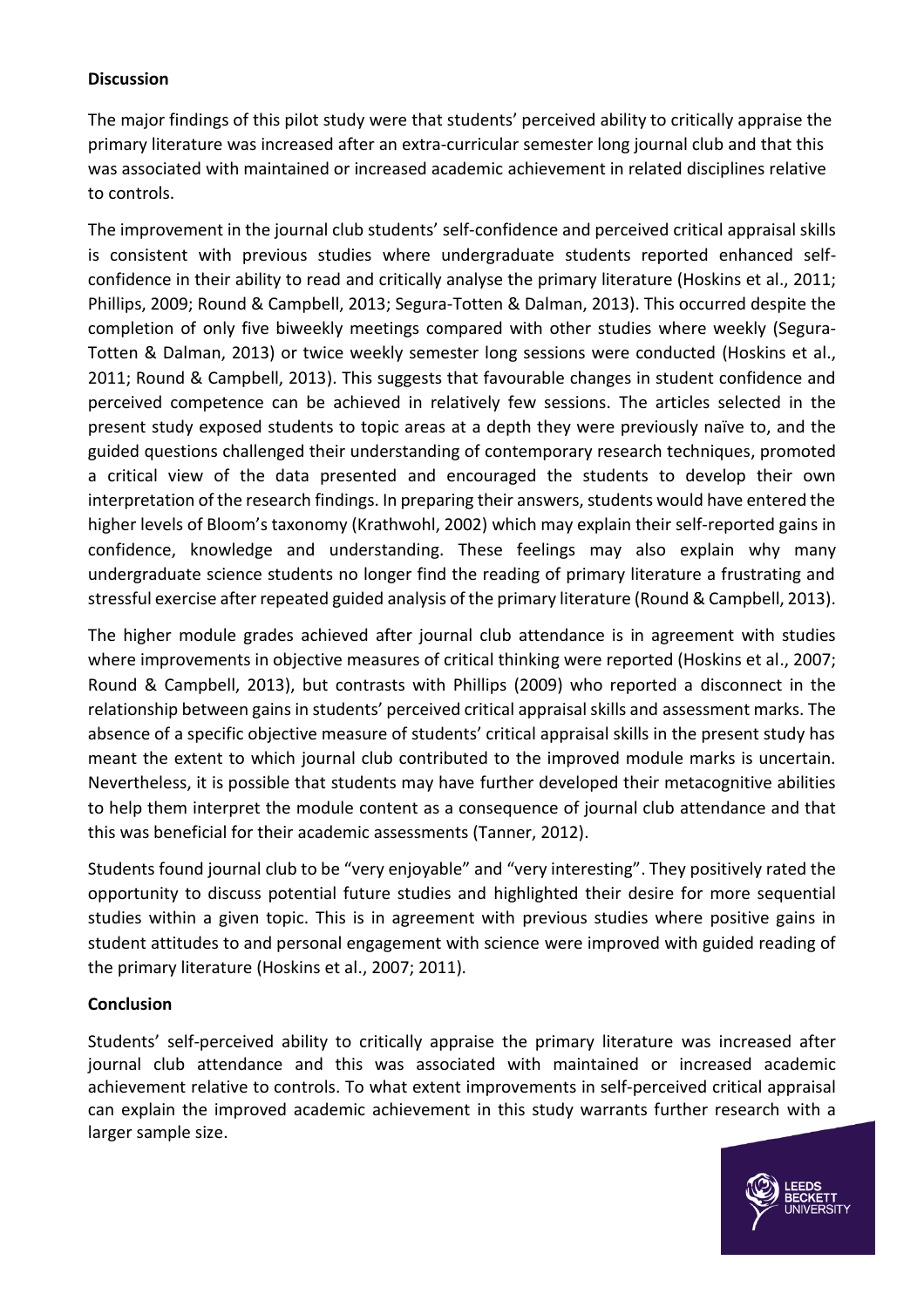**Discussion**

The major findings of this pilot study were that students' perceived ability to critically appraise the primary literature was increased after an extra-curricular semester long journal club and that this was associated with maintained or increased academic achievement in related disciplines relative to controls.

The improvement in the journal club students' self-confidence and perceived critical appraisal skills is consistent with previous studies where undergraduate students reported enhanced self-confidence in their ability to read and critically analyse the primary literature (Hoskins et al., 2011; Phillips, 2009; Round & Campbell, 2013; Segura-Totten & Dalman, 2013). This occurred despite the completion of only five biweekly meetings compared with other studies where weekly (Segura-Totten & Dalman, 2013) or twice weekly semester long sessions were conducted (Hoskins et al., 2011; Round & Campbell, 2013). This suggests that favourable changes in student confidence and perceived competence can be achieved in relatively few sessions. The articles selected in the present study exposed students to topic areas at a depth they were previously naïve to, and the guided questions challenged their understanding of contemporary research techniques, promoted a critical view of the data presented and encouraged the students to develop their own interpretation of the research findings. In preparing their answers, students would have entered the higher levels of Bloom's taxonomy (Krathwohl, 2002) which may explain their self-reported gains in confidence, knowledge and understanding. These feelings may also explain why many undergraduate science students no longer find the reading of primary literature a frustrating and stressful exercise after repeated guided analysis of the primary literature (Round & Campbell, 2013).

The higher module grades achieved after journal club attendance is in agreement with studies where improvements in objective measures of critical thinking were reported (Hoskins et al., 2007; Round & Campbell, 2013), but contrasts with Phillips (2009) who reported a disconnect in the relationship between gains in students' perceived critical appraisal skills and assessment marks. The absence of a specific objective measure of students' critical appraisal skills in the present study has meant the extent to which journal club contributed to the improved module marks is uncertain. Nevertheless, it is possible that students may have further developed their metacognitive abilities to help them interpret the module content as a consequence of journal club attendance and that this was beneficial for their academic assessments (Tanner, 2012).

Students found journal club to be "very enjoyable" and "very interesting". They positively rated the opportunity to discuss potential future studies and highlighted their desire for more sequential studies within a given topic. This is in agreement with previous studies where positive gains in student attitudes to and personal engagement with science were improved with guided reading of the primary literature (Hoskins et al., 2007; 2011).

**Conclusion**

Students' self-perceived ability to critically appraise the primary literature was increased after journal club attendance and this was associated with maintained or increased academic achievement relative to controls. To what extent improvements in self-perceived critical appraisal can explain the improved academic achievement in this study warrants further research with a larger sample size.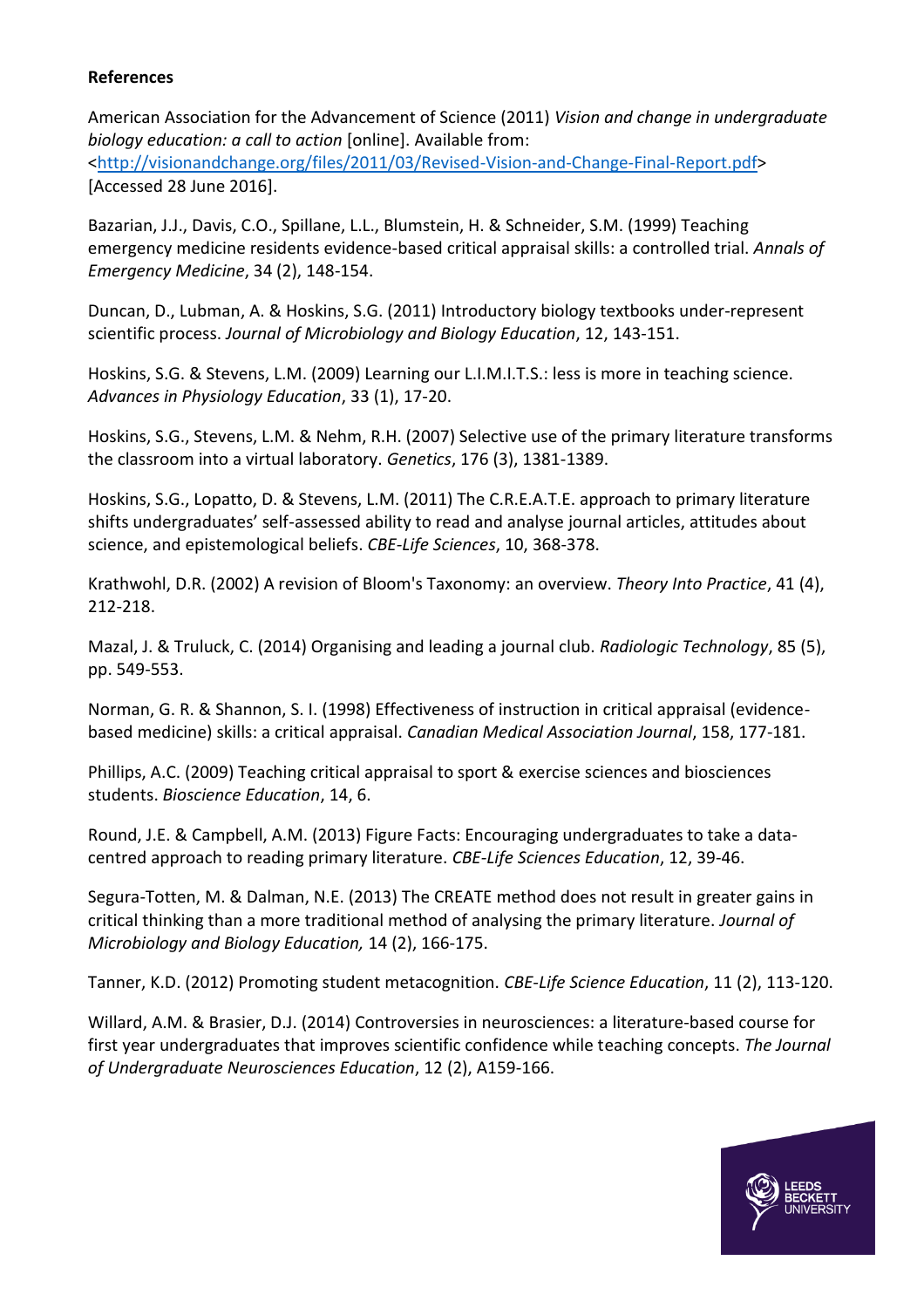**References**

American Association for the Advancement of Science (2011) *Vision and change in undergraduate biology education: a call to action* [online]. Available from: <http://visionandchange.org/files/2011/03/Revised-Vision-and-Change-Final-Report.pdf> [Accessed 28 June 2016].

Bazarian, J.J., Davis, C.O., Spillane, L.L., Blumstein, H. & Schneider, S.M. (1999) Teaching emergency medicine residents evidence-based critical appraisal skills: a controlled trial. *Annals of Emergency Medicine*, 34 (2), 148-154.

Duncan, D., Lubman, A. & Hoskins, S.G. (2011) Introductory biology textbooks under-represent scientific process. *Journal of Microbiology and Biology Education*, 12, 143-151.

Hoskins, S.G. & Stevens, L.M. (2009) Learning our L.I.M.I.T.S.: less is more in teaching science. *Advances in Physiology Education*, 33 (1), 17-20.

Hoskins, S.G., Stevens, L.M. & Nehm, R.H. (2007) Selective use of the primary literature transforms the classroom into a virtual laboratory. *Genetics*, 176 (3), 1381-1389.

Hoskins, S.G., Lopatto, D. & Stevens, L.M. (2011) The C.R.E.A.T.E. approach to primary literature shifts undergraduates' self-assessed ability to read and analyse journal articles, attitudes about science, and epistemological beliefs. *CBE-Life Sciences*, 10, 368-378.

Krathwohl, D.R. (2002) A revision of Bloom's Taxonomy: an overview. *Theory Into Practice*, 41 (4), 212-218.

Mazal, J. & Truluck, C. (2014) Organising and leading a journal club. *Radiologic Technology*, 85 (5), pp. 549-553.

Norman, G. R. & Shannon, S. I. (1998) Effectiveness of instruction in critical appraisal (evidence-based medicine) skills: a critical appraisal. *Canadian Medical Association Journal*, 158, 177-181.

Phillips, A.C. (2009) Teaching critical appraisal to sport & exercise sciences and biosciences students. *Bioscience Education*, 14, 6.

Round, J.E. & Campbell, A.M. (2013) Figure Facts: Encouraging undergraduates to take a data-centred approach to reading primary literature. *CBE-Life Sciences Education*, 12, 39-46.

Segura-Totten, M. & Dalman, N.E. (2013) The CREATE method does not result in greater gains in critical thinking than a more traditional method of analysing the primary literature. *Journal of Microbiology and Biology Education,* 14 (2), 166-175.

Tanner, K.D. (2012) Promoting student metacognition. *CBE-Life Science Education*, 11 (2), 113-120.

Willard, A.M. & Brasier, D.J. (2014) Controversies in neurosciences: a literature-based course for first year undergraduates that improves scientific confidence while teaching concepts. *The Journal of Undergraduate Neurosciences Education*, 12 (2), A159-166.